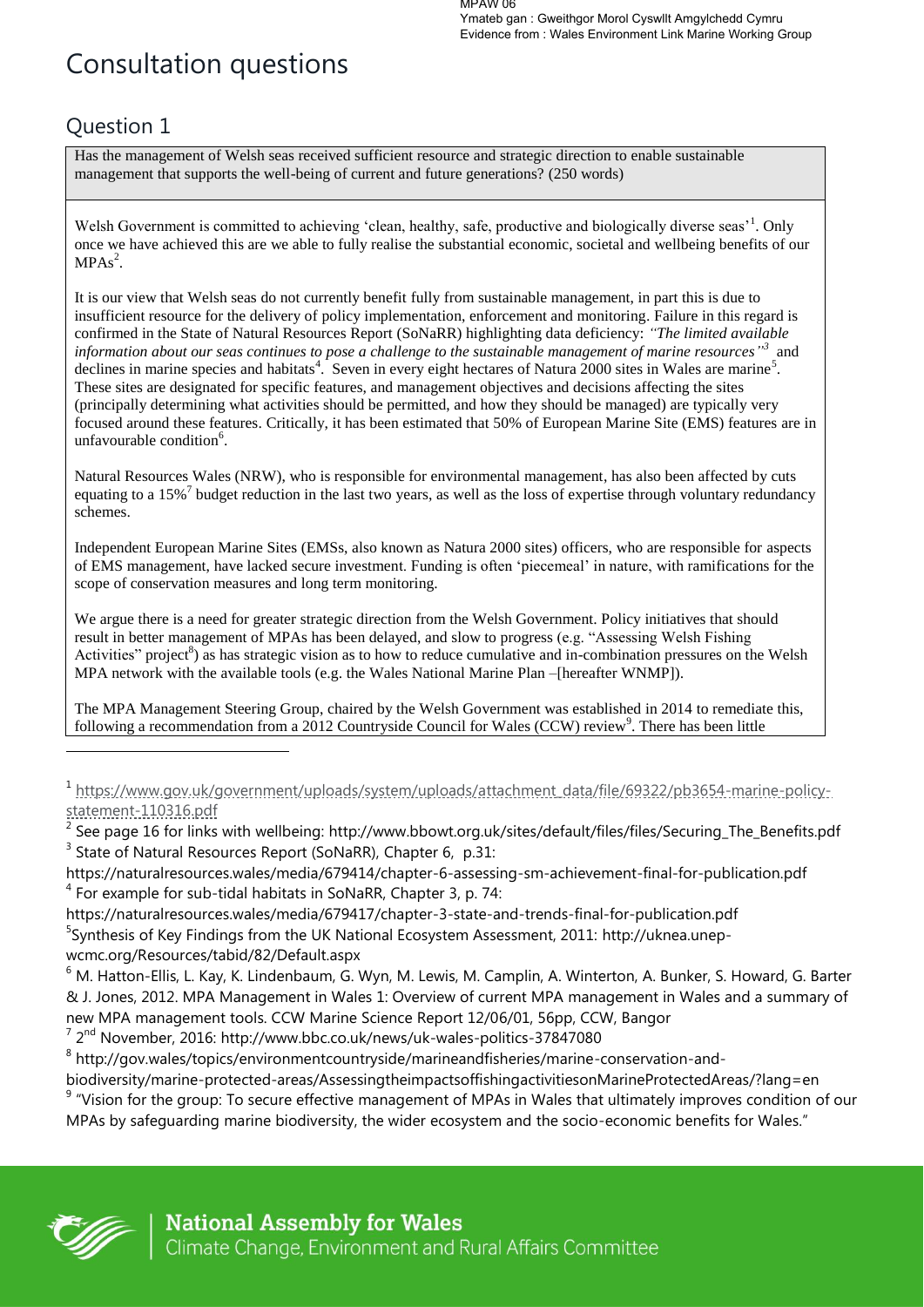MPAW 06
Ymateb gan : Gweithgor Morol Cyswllt Amgylchedd Cymru
Evidence from : Wales Environment Link Marine Working Group

# Consultation questions

## Question 1

Has the management of Welsh seas received sufficient resource and strategic direction to enable sustainable management that supports the well-being of current and future generations? (250 words)

Welsh Government is committed to achieving 'clean, healthy, safe, productive and biologically diverse seas'[1]. Only once we have achieved this are we able to fully realise the substantial economic, societal and wellbeing benefits of our MPAs[2].

It is our view that Welsh seas do not currently benefit fully from sustainable management, in part this is due to insufficient resource for the delivery of policy implementation, enforcement and monitoring. Failure in this regard is confirmed in the State of Natural Resources Report (SoNaRR) highlighting data deficiency: *"The limited available information about our seas continues to pose a challenge to the sustainable management of marine resources"*[3] and declines in marine species and habitats[4]. Seven in every eight hectares of Natura 2000 sites in Wales are marine[5]. These sites are designated for specific features, and management objectives and decisions affecting the sites (principally determining what activities should be permitted, and how they should be managed) are typically very focused around these features. Critically, it has been estimated that 50% of European Marine Site (EMS) features are in unfavourable condition[6].

Natural Resources Wales (NRW), who is responsible for environmental management, has also been affected by cuts equating to a 15%[7] budget reduction in the last two years, as well as the loss of expertise through voluntary redundancy schemes.

Independent European Marine Sites (EMSs, also known as Natura 2000 sites) officers, who are responsible for aspects of EMS management, have lacked secure investment. Funding is often 'piecemeal' in nature, with ramifications for the scope of conservation measures and long term monitoring.

We argue there is a need for greater strategic direction from the Welsh Government. Policy initiatives that should result in better management of MPAs has been delayed, and slow to progress (e.g. "Assessing Welsh Fishing Activities" project[8]) as has strategic vision as to how to reduce cumulative and in-combination pressures on the Welsh MPA network with the available tools (e.g. the Wales National Marine Plan –[hereafter WNMP]).

The MPA Management Steering Group, chaired by the Welsh Government was established in 2014 to remediate this, following a recommendation from a 2012 Countryside Council for Wales (CCW) review[9]. There has been little

---

[1] https://www.gov.uk/government/uploads/system/uploads/attachment_data/file/69322/pb3654-marine-policy-statement-110316.pdf

[2] See page 16 for links with wellbeing: http://www.bbowt.org.uk/sites/default/files/files/Securing_The_Benefits.pdf

[3] State of Natural Resources Report (SoNaRR), Chapter 6, p.31: https://naturalresources.wales/media/679414/chapter-6-assessing-sm-achievement-final-for-publication.pdf

[4] For example for sub-tidal habitats in SoNaRR, Chapter 3, p. 74: https://naturalresources.wales/media/679417/chapter-3-state-and-trends-final-for-publication.pdf

[5] Synthesis of Key Findings from the UK National Ecosystem Assessment, 2011: http://uknea.unep-wcmc.org/Resources/tabid/82/Default.aspx

[6] M. Hatton-Ellis, L. Kay, K. Lindenbaum, G. Wyn, M. Lewis, M. Camplin, A. Winterton, A. Bunker, S. Howard, G. Barter & J. Jones, 2012. MPA Management in Wales 1: Overview of current MPA management in Wales and a summary of new MPA management tools. CCW Marine Science Report 12/06/01, 56pp, CCW, Bangor

[7] 2nd November, 2016: http://www.bbc.co.uk/news/uk-wales-politics-37847080

[8] http://gov.wales/topics/environmentcountryside/marineandfisheries/marine-conservation-and-biodiversity/marine-protected-areas/AssessingtheimpactsoffishingactivitiesonMarineProtectedAreas/?lang=en

[9] "Vision for the group: To secure effective management of MPAs in Wales that ultimately improves condition of our MPAs by safeguarding marine biodiversity, the wider ecosystem and the socio-economic benefits for Wales."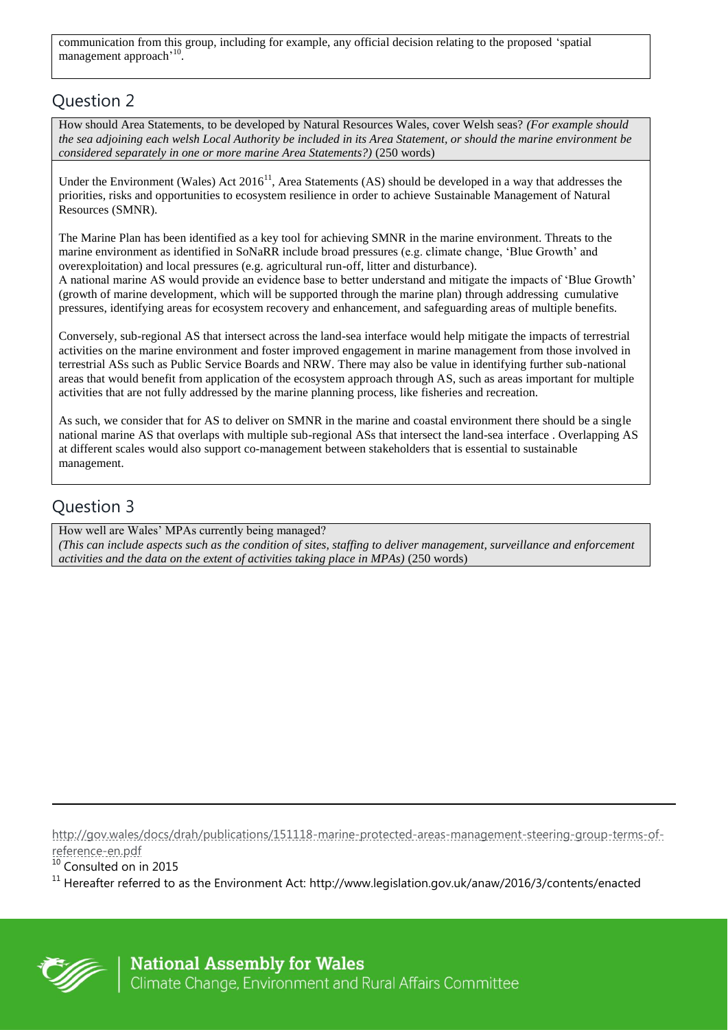communication from this group, including for example, any official decision relating to the proposed 'spatial management approach'[10].

## Question 2

How should Area Statements, to be developed by Natural Resources Wales, cover Welsh seas? *(For example should the sea adjoining each welsh Local Authority be included in its Area Statement, or should the marine environment be considered separately in one or more marine Area Statements?)* (250 words)

Under the Environment (Wales) Act 2016[11], Area Statements (AS) should be developed in a way that addresses the priorities, risks and opportunities to ecosystem resilience in order to achieve Sustainable Management of Natural Resources (SMNR).

The Marine Plan has been identified as a key tool for achieving SMNR in the marine environment. Threats to the marine environment as identified in SoNaRR include broad pressures (e.g. climate change, 'Blue Growth' and overexploitation) and local pressures (e.g. agricultural run-off, litter and disturbance).
A national marine AS would provide an evidence base to better understand and mitigate the impacts of 'Blue Growth' (growth of marine development, which will be supported through the marine plan) through addressing cumulative pressures, identifying areas for ecosystem recovery and enhancement, and safeguarding areas of multiple benefits.

Conversely, sub-regional AS that intersect across the land-sea interface would help mitigate the impacts of terrestrial activities on the marine environment and foster improved engagement in marine management from those involved in terrestrial ASs such as Public Service Boards and NRW. There may also be value in identifying further sub-national areas that would benefit from application of the ecosystem approach through AS, such as areas important for multiple activities that are not fully addressed by the marine planning process, like fisheries and recreation.

As such, we consider that for AS to deliver on SMNR in the marine and coastal environment there should be a single national marine AS that overlaps with multiple sub-regional ASs that intersect the land-sea interface . Overlapping AS at different scales would also support co-management between stakeholders that is essential to sustainable management.

## Question 3

How well are Wales' MPAs currently being managed?
*(This can include aspects such as the condition of sites, staffing to deliver management, surveillance and enforcement activities and the data on the extent of activities taking place in MPAs)* (250 words)

---

http://gov.wales/docs/drah/publications/151118-marine-protected-areas-management-steering-group-terms-of-reference-en.pdf

[10] Consulted on in 2015

[11] Hereafter referred to as the Environment Act: http://www.legislation.gov.uk/anaw/2016/3/contents/enacted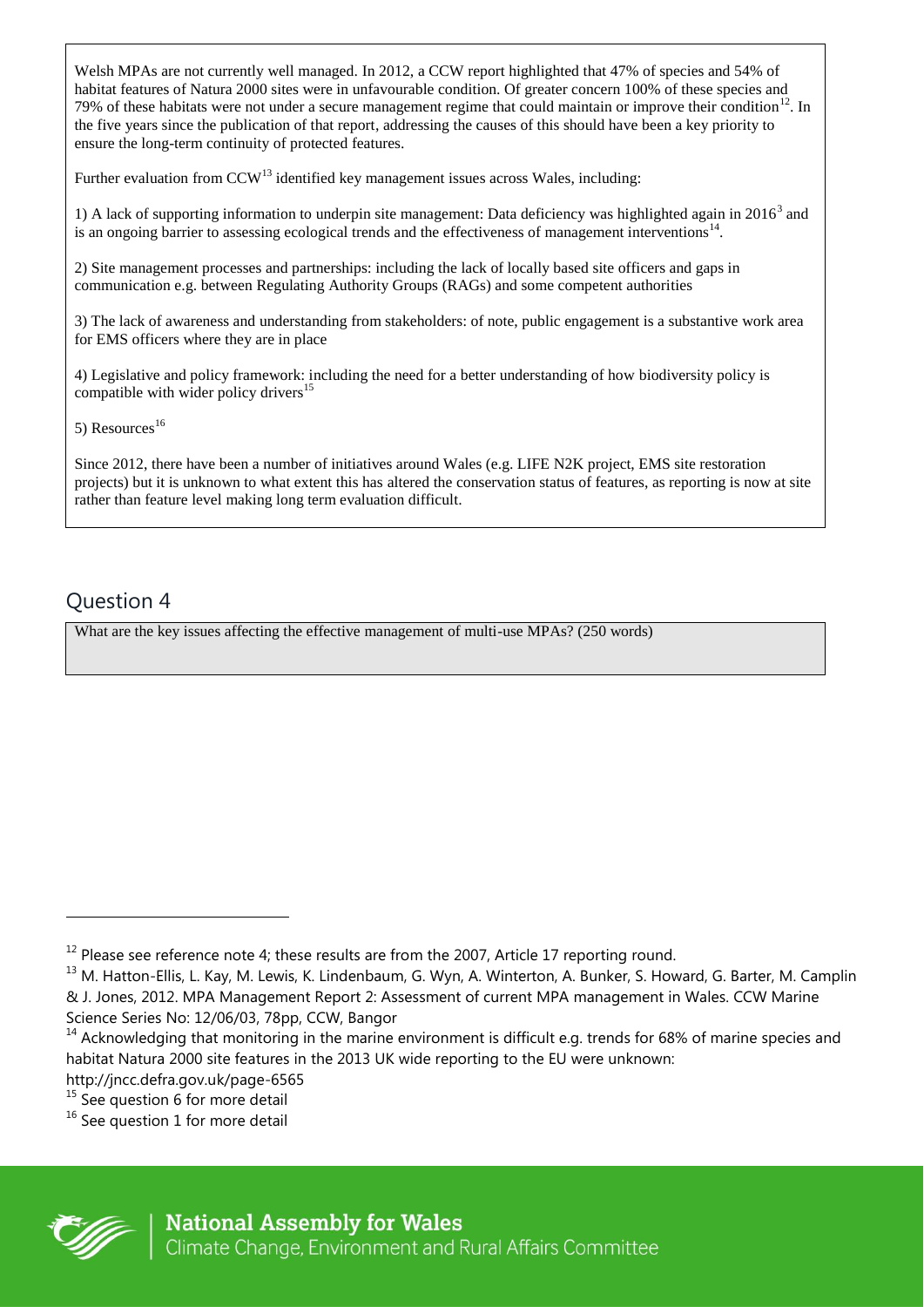Welsh MPAs are not currently well managed. In 2012, a CCW report highlighted that 47% of species and 54% of habitat features of Natura 2000 sites were in unfavourable condition. Of greater concern 100% of these species and 79% of these habitats were not under a secure management regime that could maintain or improve their condition[12]. In the five years since the publication of that report, addressing the causes of this should have been a key priority to ensure the long-term continuity of protected features.

Further evaluation from CCW[13] identified key management issues across Wales, including:

1) A lack of supporting information to underpin site management: Data deficiency was highlighted again in 2016[3] and is an ongoing barrier to assessing ecological trends and the effectiveness of management interventions[14].

2) Site management processes and partnerships: including the lack of locally based site officers and gaps in communication e.g. between Regulating Authority Groups (RAGs) and some competent authorities

3) The lack of awareness and understanding from stakeholders: of note, public engagement is a substantive work area for EMS officers where they are in place

4) Legislative and policy framework: including the need for a better understanding of how biodiversity policy is compatible with wider policy drivers[15]

5) Resources[16]

Since 2012, there have been a number of initiatives around Wales (e.g. LIFE N2K project, EMS site restoration projects) but it is unknown to what extent this has altered the conservation status of features, as reporting is now at site rather than feature level making long term evaluation difficult.

## Question 4

What are the key issues affecting the effective management of multi-use MPAs? (250 words)

---

[12] Please see reference note 4; these results are from the 2007, Article 17 reporting round.

[13] M. Hatton-Ellis, L. Kay, M. Lewis, K. Lindenbaum, G. Wyn, A. Winterton, A. Bunker, S. Howard, G. Barter, M. Camplin & J. Jones, 2012. MPA Management Report 2: Assessment of current MPA management in Wales. CCW Marine Science Series No: 12/06/03, 78pp, CCW, Bangor

[14] Acknowledging that monitoring in the marine environment is difficult e.g. trends for 68% of marine species and habitat Natura 2000 site features in the 2013 UK wide reporting to the EU were unknown: http://jncc.defra.gov.uk/page-6565

[15] See question 6 for more detail

[16] See question 1 for more detail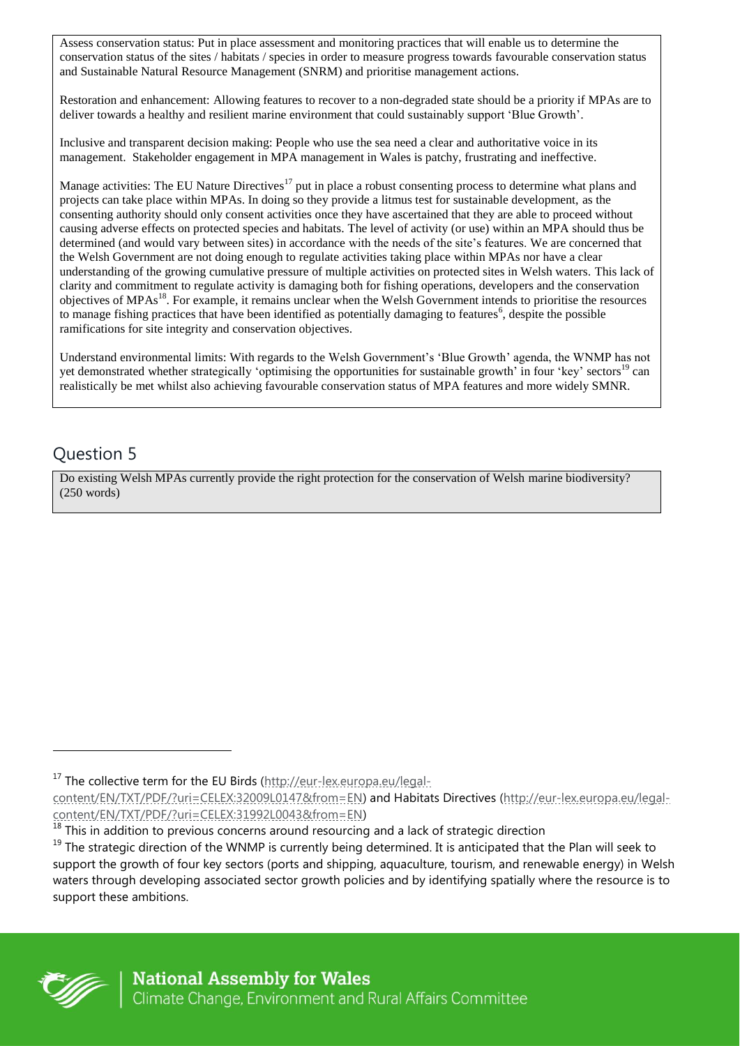Assess conservation status: Put in place assessment and monitoring practices that will enable us to determine the conservation status of the sites / habitats / species in order to measure progress towards favourable conservation status and Sustainable Natural Resource Management (SNRM) and prioritise management actions.

Restoration and enhancement: Allowing features to recover to a non-degraded state should be a priority if MPAs are to deliver towards a healthy and resilient marine environment that could sustainably support 'Blue Growth'.

Inclusive and transparent decision making: People who use the sea need a clear and authoritative voice in its management. Stakeholder engagement in MPA management in Wales is patchy, frustrating and ineffective.

Manage activities: The EU Nature Directives[17] put in place a robust consenting process to determine what plans and projects can take place within MPAs. In doing so they provide a litmus test for sustainable development, as the consenting authority should only consent activities once they have ascertained that they are able to proceed without causing adverse effects on protected species and habitats. The level of activity (or use) within an MPA should thus be determined (and would vary between sites) in accordance with the needs of the site's features. We are concerned that the Welsh Government are not doing enough to regulate activities taking place within MPAs nor have a clear understanding of the growing cumulative pressure of multiple activities on protected sites in Welsh waters. This lack of clarity and commitment to regulate activity is damaging both for fishing operations, developers and the conservation objectives of MPAs[18]. For example, it remains unclear when the Welsh Government intends to prioritise the resources to manage fishing practices that have been identified as potentially damaging to features[6], despite the possible ramifications for site integrity and conservation objectives.

Understand environmental limits: With regards to the Welsh Government's 'Blue Growth' agenda, the WNMP has not yet demonstrated whether strategically 'optimising the opportunities for sustainable growth' in four 'key' sectors[19] can realistically be met whilst also achieving favourable conservation status of MPA features and more widely SMNR.

## Question 5

Do existing Welsh MPAs currently provide the right protection for the conservation of Welsh marine biodiversity? (250 words)

---

[17] The collective term for the EU Birds (http://eur-lex.europa.eu/legal-content/EN/TXT/PDF/?uri=CELEX:32009L0147&from=EN) and Habitats Directives (http://eur-lex.europa.eu/legal-content/EN/TXT/PDF/?uri=CELEX:31992L0043&from=EN)

[18] This in addition to previous concerns around resourcing and a lack of strategic direction

[19] The strategic direction of the WNMP is currently being determined. It is anticipated that the Plan will seek to support the growth of four key sectors (ports and shipping, aquaculture, tourism, and renewable energy) in Welsh waters through developing associated sector growth policies and by identifying spatially where the resource is to support these ambitions.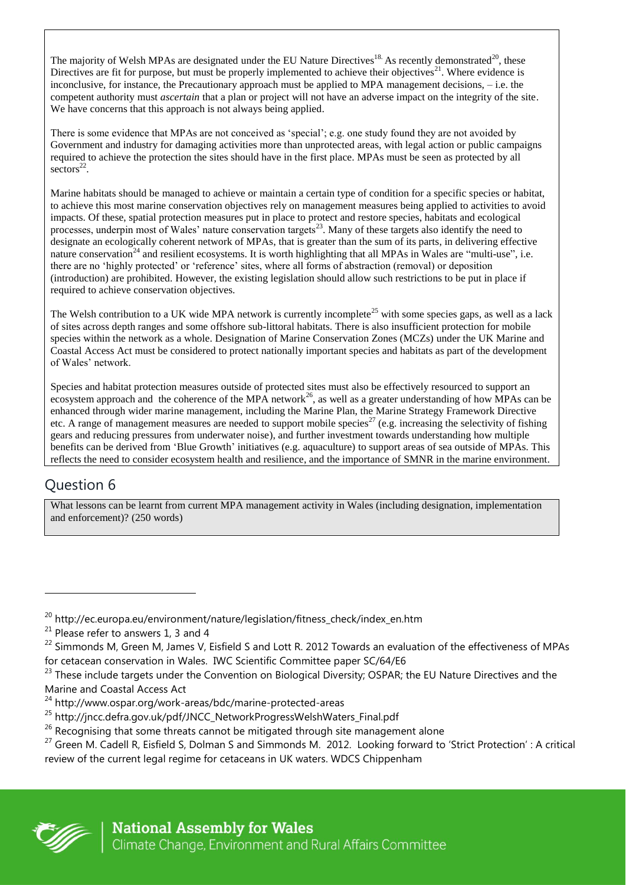The majority of Welsh MPAs are designated under the EU Nature Directives[18]. As recently demonstrated[20], these Directives are fit for purpose, but must be properly implemented to achieve their objectives[21]. Where evidence is inconclusive, for instance, the Precautionary approach must be applied to MPA management decisions, – i.e. the competent authority must *ascertain* that a plan or project will not have an adverse impact on the integrity of the site. We have concerns that this approach is not always being applied.

There is some evidence that MPAs are not conceived as 'special'; e.g. one study found they are not avoided by Government and industry for damaging activities more than unprotected areas, with legal action or public campaigns required to achieve the protection the sites should have in the first place. MPAs must be seen as protected by all sectors[22].

Marine habitats should be managed to achieve or maintain a certain type of condition for a specific species or habitat, to achieve this most marine conservation objectives rely on management measures being applied to activities to avoid impacts. Of these, spatial protection measures put in place to protect and restore species, habitats and ecological processes, underpin most of Wales' nature conservation targets[23]. Many of these targets also identify the need to designate an ecologically coherent network of MPAs, that is greater than the sum of its parts, in delivering effective nature conservation[24] and resilient ecosystems. It is worth highlighting that all MPAs in Wales are "multi-use", i.e. there are no 'highly protected' or 'reference' sites, where all forms of abstraction (removal) or deposition (introduction) are prohibited. However, the existing legislation should allow such restrictions to be put in place if required to achieve conservation objectives.

The Welsh contribution to a UK wide MPA network is currently incomplete[25] with some species gaps, as well as a lack of sites across depth ranges and some offshore sub-littoral habitats. There is also insufficient protection for mobile species within the network as a whole. Designation of Marine Conservation Zones (MCZs) under the UK Marine and Coastal Access Act must be considered to protect nationally important species and habitats as part of the development of Wales' network.

Species and habitat protection measures outside of protected sites must also be effectively resourced to support an ecosystem approach and the coherence of the MPA network[26], as well as a greater understanding of how MPAs can be enhanced through wider marine management, including the Marine Plan, the Marine Strategy Framework Directive etc. A range of management measures are needed to support mobile species[27] (e.g. increasing the selectivity of fishing gears and reducing pressures from underwater noise), and further investment towards understanding how multiple benefits can be derived from 'Blue Growth' initiatives (e.g. aquaculture) to support areas of sea outside of MPAs. This reflects the need to consider ecosystem health and resilience, and the importance of SMNR in the marine environment.

## Question 6

What lessons can be learnt from current MPA management activity in Wales (including designation, implementation and enforcement)? (250 words)

---

[20] http://ec.europa.eu/environment/nature/legislation/fitness_check/index_en.htm

[21] Please refer to answers 1, 3 and 4

[22] Simmonds M, Green M, James V, Eisfield S and Lott R. 2012 Towards an evaluation of the effectiveness of MPAs for cetacean conservation in Wales. IWC Scientific Committee paper SC/64/E6

[23] These include targets under the Convention on Biological Diversity; OSPAR; the EU Nature Directives and the Marine and Coastal Access Act

[24] http://www.ospar.org/work-areas/bdc/marine-protected-areas

[25] http://jncc.defra.gov.uk/pdf/JNCC_NetworkProgressWelshWaters_Final.pdf

[26] Recognising that some threats cannot be mitigated through site management alone

[27] Green M. Cadell R, Eisfield S, Dolman S and Simmonds M. 2012. Looking forward to 'Strict Protection' : A critical review of the current legal regime for cetaceans in UK waters. WDCS Chippenham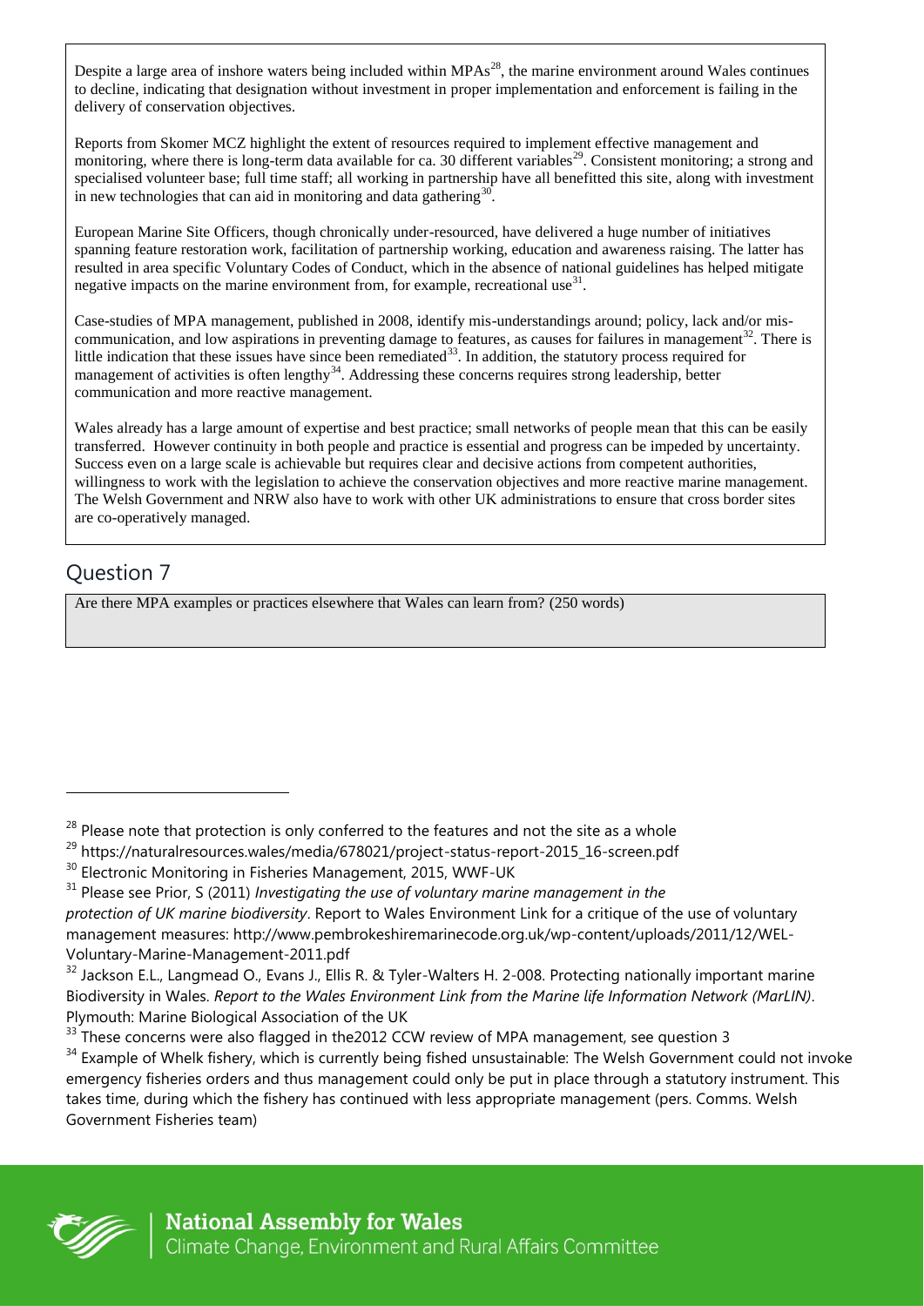Despite a large area of inshore waters being included within MPAs[28], the marine environment around Wales continues to decline, indicating that designation without investment in proper implementation and enforcement is failing in the delivery of conservation objectives.

Reports from Skomer MCZ highlight the extent of resources required to implement effective management and monitoring, where there is long-term data available for ca. 30 different variables[29]. Consistent monitoring; a strong and specialised volunteer base; full time staff; all working in partnership have all benefitted this site, along with investment in new technologies that can aid in monitoring and data gathering[30].

European Marine Site Officers, though chronically under-resourced, have delivered a huge number of initiatives spanning feature restoration work, facilitation of partnership working, education and awareness raising. The latter has resulted in area specific Voluntary Codes of Conduct, which in the absence of national guidelines has helped mitigate negative impacts on the marine environment from, for example, recreational use[31].

Case-studies of MPA management, published in 2008, identify mis-understandings around; policy, lack and/or mis-communication, and low aspirations in preventing damage to features, as causes for failures in management[32]. There is little indication that these issues have since been remediated[33]. In addition, the statutory process required for management of activities is often lengthy[34]. Addressing these concerns requires strong leadership, better communication and more reactive management.

Wales already has a large amount of expertise and best practice; small networks of people mean that this can be easily transferred. However continuity in both people and practice is essential and progress can be impeded by uncertainty. Success even on a large scale is achievable but requires clear and decisive actions from competent authorities, willingness to work with the legislation to achieve the conservation objectives and more reactive marine management. The Welsh Government and NRW also have to work with other UK administrations to ensure that cross border sites are co-operatively managed.

## Question 7

Are there MPA examples or practices elsewhere that Wales can learn from? (250 words)

---

[28] Please note that protection is only conferred to the features and not the site as a whole

[29] https://naturalresources.wales/media/678021/project-status-report-2015_16-screen.pdf

[30] Electronic Monitoring in Fisheries Management, 2015, WWF-UK

[31] Please see Prior, S (2011) *Investigating the use of voluntary marine management in the protection of UK marine biodiversity*. Report to Wales Environment Link for a critique of the use of voluntary management measures: http://www.pembrokeshiremarinecode.org.uk/wp-content/uploads/2011/12/WEL-Voluntary-Marine-Management-2011.pdf

[32] Jackson E.L., Langmead O., Evans J., Ellis R. & Tyler-Walters H. 2-008. Protecting nationally important marine Biodiversity in Wales. *Report to the Wales Environment Link from the Marine life Information Network (MarLIN)*. Plymouth: Marine Biological Association of the UK

[33] These concerns were also flagged in the2012 CCW review of MPA management, see question 3

[34] Example of Whelk fishery, which is currently being fished unsustainable: The Welsh Government could not invoke emergency fisheries orders and thus management could only be put in place through a statutory instrument. This takes time, during which the fishery has continued with less appropriate management (pers. Comms. Welsh Government Fisheries team)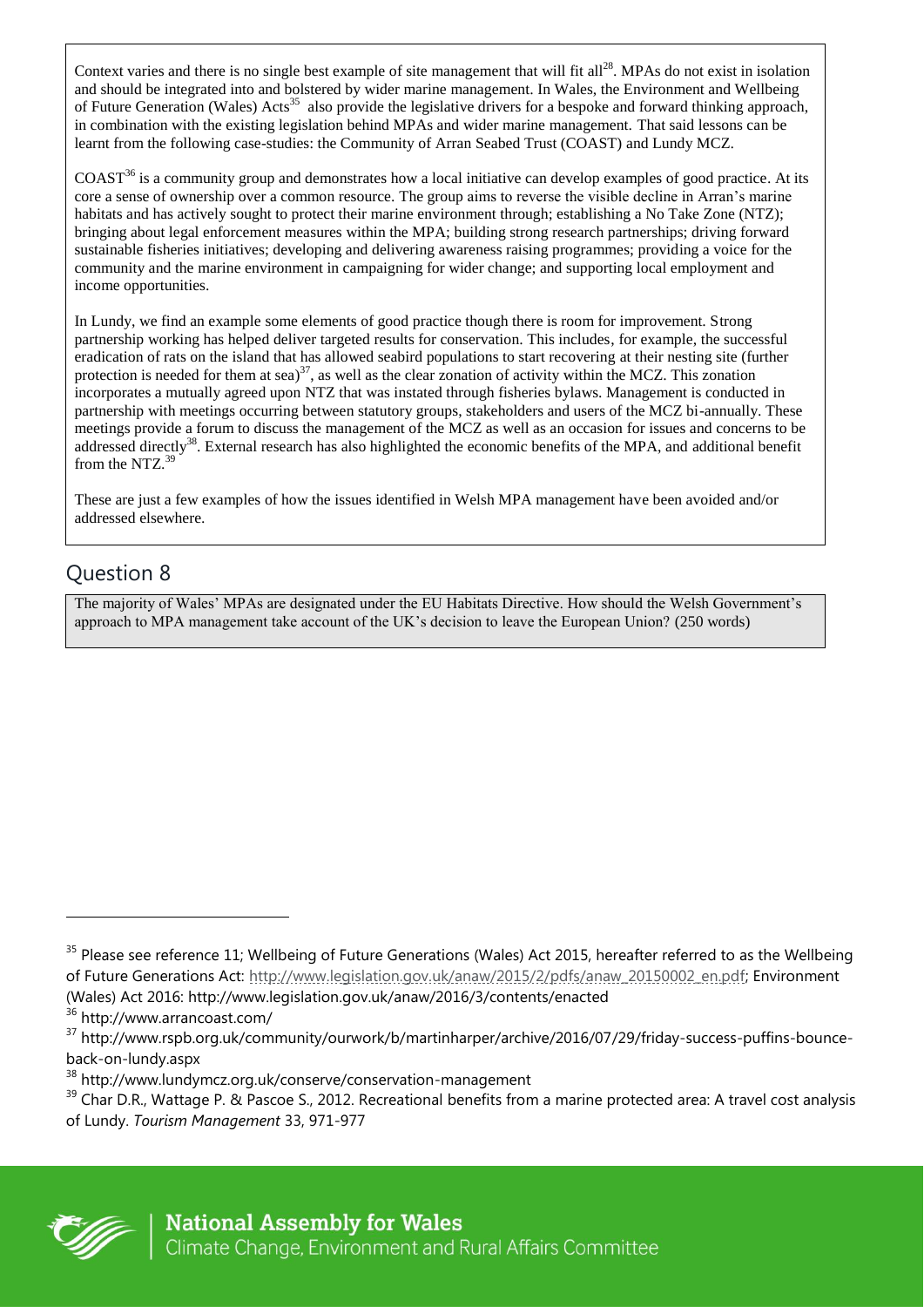Context varies and there is no single best example of site management that will fit all[28]. MPAs do not exist in isolation and should be integrated into and bolstered by wider marine management. In Wales, the Environment and Wellbeing of Future Generation (Wales) Acts[35] also provide the legislative drivers for a bespoke and forward thinking approach, in combination with the existing legislation behind MPAs and wider marine management. That said lessons can be learnt from the following case-studies: the Community of Arran Seabed Trust (COAST) and Lundy MCZ.

COAST[36] is a community group and demonstrates how a local initiative can develop examples of good practice. At its core a sense of ownership over a common resource. The group aims to reverse the visible decline in Arran's marine habitats and has actively sought to protect their marine environment through; establishing a No Take Zone (NTZ); bringing about legal enforcement measures within the MPA; building strong research partnerships; driving forward sustainable fisheries initiatives; developing and delivering awareness raising programmes; providing a voice for the community and the marine environment in campaigning for wider change; and supporting local employment and income opportunities.

In Lundy, we find an example some elements of good practice though there is room for improvement. Strong partnership working has helped deliver targeted results for conservation. This includes, for example, the successful eradication of rats on the island that has allowed seabird populations to start recovering at their nesting site (further protection is needed for them at sea)[37], as well as the clear zonation of activity within the MCZ. This zonation incorporates a mutually agreed upon NTZ that was instated through fisheries bylaws. Management is conducted in partnership with meetings occurring between statutory groups, stakeholders and users of the MCZ bi-annually. These meetings provide a forum to discuss the management of the MCZ as well as an occasion for issues and concerns to be addressed directly[38]. External research has also highlighted the economic benefits of the MPA, and additional benefit from the NTZ.[39]

These are just a few examples of how the issues identified in Welsh MPA management have been avoided and/or addressed elsewhere.

## Question 8

The majority of Wales' MPAs are designated under the EU Habitats Directive. How should the Welsh Government's approach to MPA management take account of the UK's decision to leave the European Union? (250 words)

---

[35] Please see reference 11; Wellbeing of Future Generations (Wales) Act 2015, hereafter referred to as the Wellbeing of Future Generations Act: http://www.legislation.gov.uk/anaw/2015/2/pdfs/anaw_20150002_en.pdf; Environment (Wales) Act 2016: http://www.legislation.gov.uk/anaw/2016/3/contents/enacted

[36] http://www.arrancoast.com/

[37] http://www.rspb.org.uk/community/ourwork/b/martinharper/archive/2016/07/29/friday-success-puffins-bounce-back-on-lundy.aspx

[38] http://www.lundymcz.org.uk/conserve/conservation-management

[39] Char D.R., Wattage P. & Pascoe S., 2012. Recreational benefits from a marine protected area: A travel cost analysis of Lundy. *Tourism Management* 33, 971-977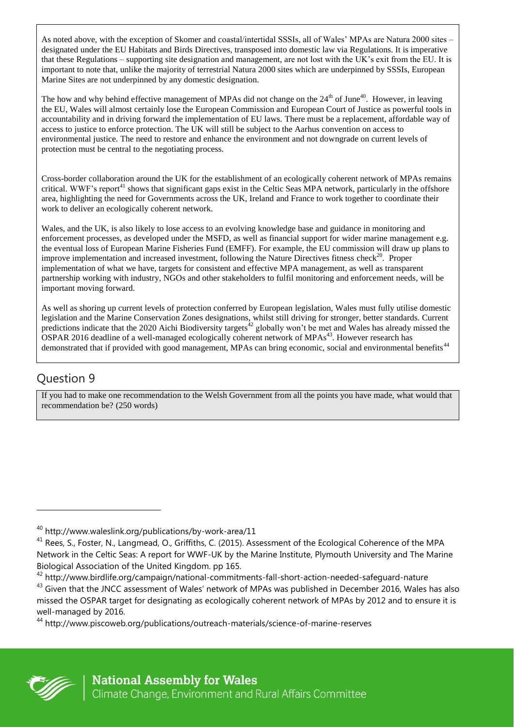As noted above, with the exception of Skomer and coastal/intertidal SSSIs, all of Wales' MPAs are Natura 2000 sites – designated under the EU Habitats and Birds Directives, transposed into domestic law via Regulations. It is imperative that these Regulations – supporting site designation and management, are not lost with the UK's exit from the EU. It is important to note that, unlike the majority of terrestrial Natura 2000 sites which are underpinned by SSSIs, European Marine Sites are not underpinned by any domestic designation.

The how and why behind effective management of MPAs did not change on the 24th of June[40]. However, in leaving the EU, Wales will almost certainly lose the European Commission and European Court of Justice as powerful tools in accountability and in driving forward the implementation of EU laws. There must be a replacement, affordable way of access to justice to enforce protection. The UK will still be subject to the Aarhus convention on access to environmental justice. The need to restore and enhance the environment and not downgrade on current levels of protection must be central to the negotiating process.

Cross-border collaboration around the UK for the establishment of an ecologically coherent network of MPAs remains critical. WWF's report[41] shows that significant gaps exist in the Celtic Seas MPA network, particularly in the offshore area, highlighting the need for Governments across the UK, Ireland and France to work together to coordinate their work to deliver an ecologically coherent network.

Wales, and the UK, is also likely to lose access to an evolving knowledge base and guidance in monitoring and enforcement processes, as developed under the MSFD, as well as financial support for wider marine management e.g. the eventual loss of European Marine Fisheries Fund (EMFF). For example, the EU commission will draw up plans to improve implementation and increased investment, following the Nature Directives fitness check[20]. Proper implementation of what we have, targets for consistent and effective MPA management, as well as transparent partnership working with industry, NGOs and other stakeholders to fulfil monitoring and enforcement needs, will be important moving forward.

As well as shoring up current levels of protection conferred by European legislation, Wales must fully utilise domestic legislation and the Marine Conservation Zones designations, whilst still driving for stronger, better standards. Current predictions indicate that the 2020 Aichi Biodiversity targets[42] globally won't be met and Wales has already missed the OSPAR 2016 deadline of a well-managed ecologically coherent network of MPAs[43]. However research has demonstrated that if provided with good management, MPAs can bring economic, social and environmental benefits[44]

## Question 9

If you had to make one recommendation to the Welsh Government from all the points you have made, what would that recommendation be? (250 words)

---

[40] http://www.waleslink.org/publications/by-work-area/11

[41] Rees, S., Foster, N., Langmead, O., Griffiths, C. (2015). Assessment of the Ecological Coherence of the MPA Network in the Celtic Seas: A report for WWF-UK by the Marine Institute, Plymouth University and The Marine Biological Association of the United Kingdom. pp 165.

[42] http://www.birdlife.org/campaign/national-commitments-fall-short-action-needed-safeguard-nature

[43] Given that the JNCC assessment of Wales' network of MPAs was published in December 2016, Wales has also missed the OSPAR target for designating as ecologically coherent network of MPAs by 2012 and to ensure it is well-managed by 2016.

[44] http://www.piscoweb.org/publications/outreach-materials/science-of-marine-reserves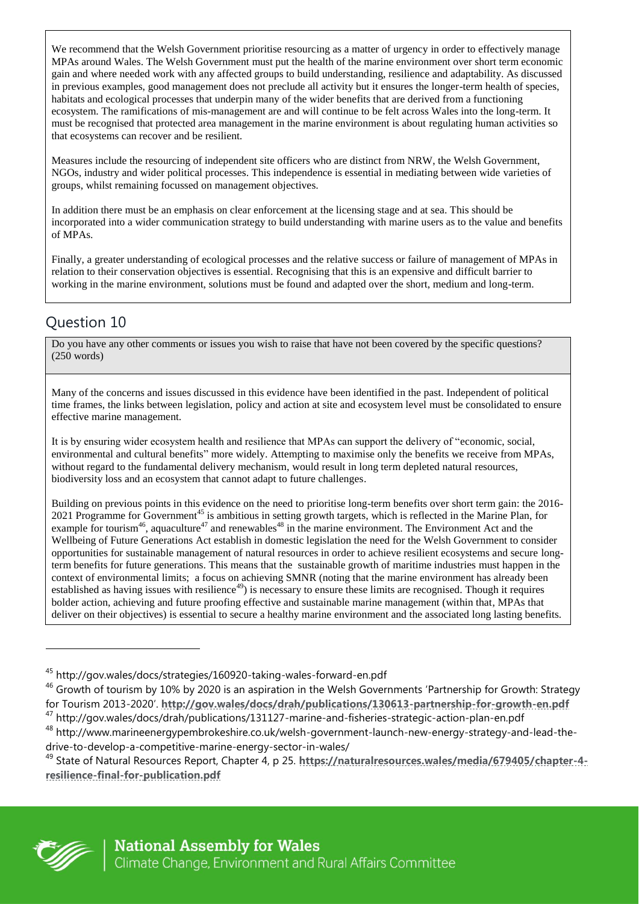We recommend that the Welsh Government prioritise resourcing as a matter of urgency in order to effectively manage MPAs around Wales. The Welsh Government must put the health of the marine environment over short term economic gain and where needed work with any affected groups to build understanding, resilience and adaptability. As discussed in previous examples, good management does not preclude all activity but it ensures the longer-term health of species, habitats and ecological processes that underpin many of the wider benefits that are derived from a functioning ecosystem. The ramifications of mis-management are and will continue to be felt across Wales into the long-term. It must be recognised that protected area management in the marine environment is about regulating human activities so that ecosystems can recover and be resilient.

Measures include the resourcing of independent site officers who are distinct from NRW, the Welsh Government, NGOs, industry and wider political processes. This independence is essential in mediating between wide varieties of groups, whilst remaining focussed on management objectives.

In addition there must be an emphasis on clear enforcement at the licensing stage and at sea. This should be incorporated into a wider communication strategy to build understanding with marine users as to the value and benefits of MPAs.

Finally, a greater understanding of ecological processes and the relative success or failure of management of MPAs in relation to their conservation objectives is essential. Recognising that this is an expensive and difficult barrier to working in the marine environment, solutions must be found and adapted over the short, medium and long-term.

## Question 10

Do you have any other comments or issues you wish to raise that have not been covered by the specific questions? (250 words)

Many of the concerns and issues discussed in this evidence have been identified in the past. Independent of political time frames, the links between legislation, policy and action at site and ecosystem level must be consolidated to ensure effective marine management.

It is by ensuring wider ecosystem health and resilience that MPAs can support the delivery of "economic, social, environmental and cultural benefits" more widely. Attempting to maximise only the benefits we receive from MPAs, without regard to the fundamental delivery mechanism, would result in long term depleted natural resources, biodiversity loss and an ecosystem that cannot adapt to future challenges.

Building on previous points in this evidence on the need to prioritise long-term benefits over short term gain: the 2016-2021 Programme for Government[45] is ambitious in setting growth targets, which is reflected in the Marine Plan, for example for tourism[46], aquaculture[47] and renewables[48] in the marine environment. The Environment Act and the Wellbeing of Future Generations Act establish in domestic legislation the need for the Welsh Government to consider opportunities for sustainable management of natural resources in order to achieve resilient ecosystems and secure long-term benefits for future generations. This means that the sustainable growth of maritime industries must happen in the context of environmental limits; a focus on achieving SMNR (noting that the marine environment has already been established as having issues with resilience[49]) is necessary to ensure these limits are recognised. Though it requires bolder action, achieving and future proofing effective and sustainable marine management (within that, MPAs that deliver on their objectives) is essential to secure a healthy marine environment and the associated long lasting benefits.

---

[45] http://gov.wales/docs/strategies/160920-taking-wales-forward-en.pdf

[46] Growth of tourism by 10% by 2020 is an aspiration in the Welsh Governments 'Partnership for Growth: Strategy for Tourism 2013-2020'. **http://gov.wales/docs/drah/publications/130613-partnership-for-growth-en.pdf**

[47] http://gov.wales/docs/drah/publications/131127-marine-and-fisheries-strategic-action-plan-en.pdf

[48] http://www.marineenergypembrokeshire.co.uk/welsh-government-launch-new-energy-strategy-and-lead-the-drive-to-develop-a-competitive-marine-energy-sector-in-wales/

[49] State of Natural Resources Report, Chapter 4, p 25. **https://naturalresources.wales/media/679405/chapter-4-resilience-final-for-publication.pdf**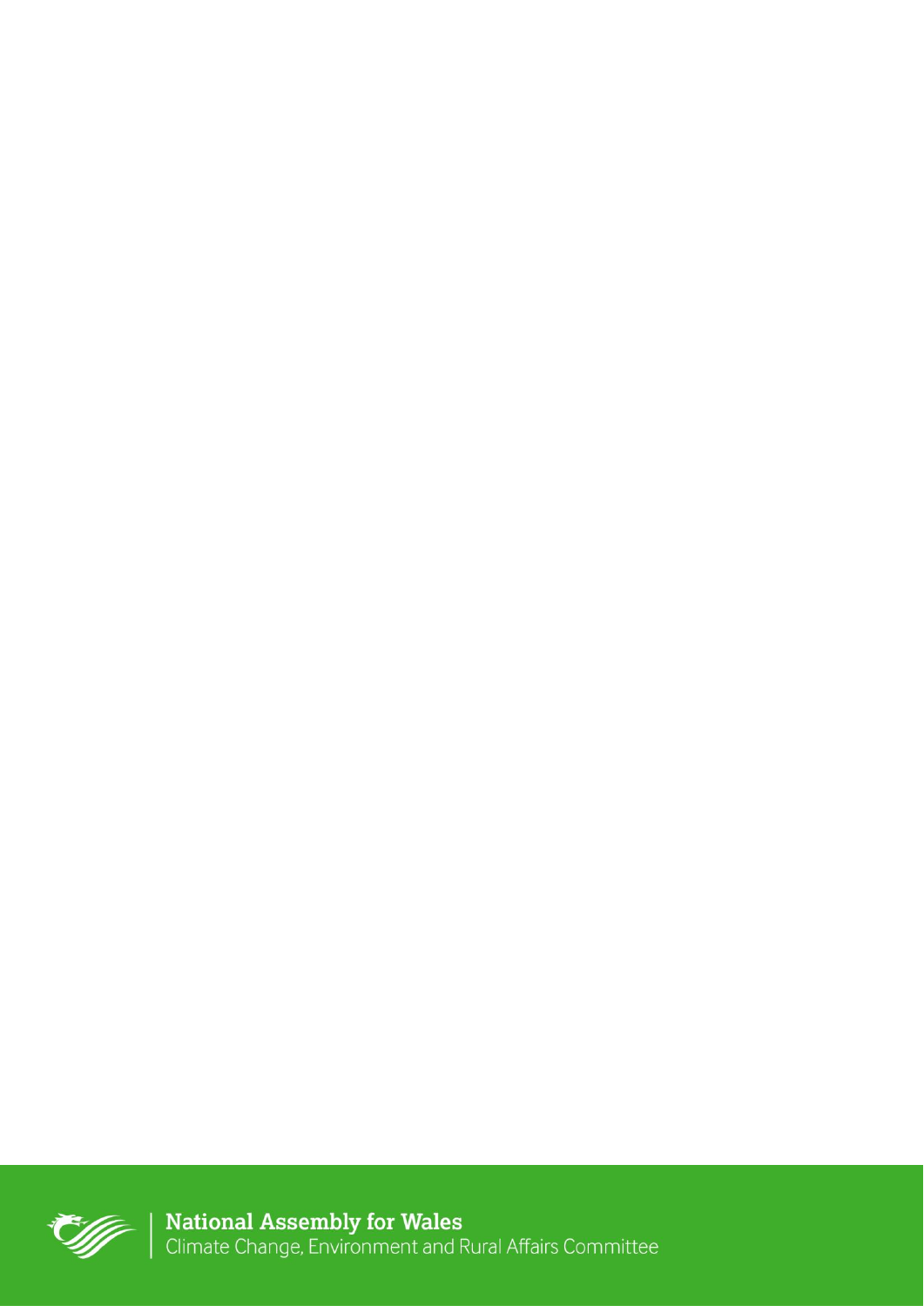National Assembly for Wales

Climate Change, Environment and Rural Affairs Committee